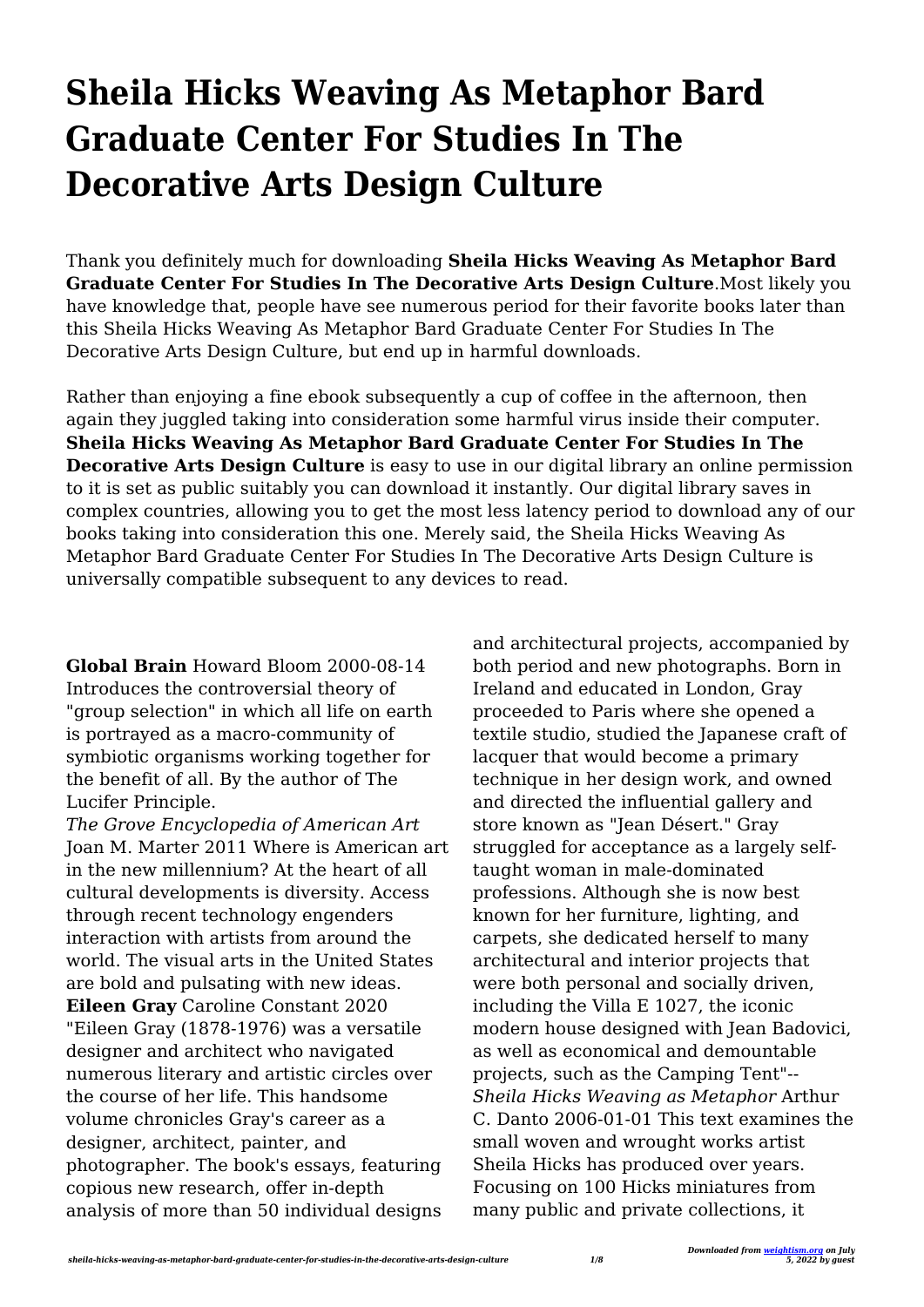# Sheila Hicks Weaving As Metaphor Bard Graduate Center For Studies In The Decorative Arts Design Culture

Thank you definitely much for downloading **Sheila Hicks Weaving As Metaphor Bard Graduate Center For Studies In The Decorative Arts Design Culture**.Most likely you have knowledge that, people have see numerous period for their favorite books later than this Sheila Hicks Weaving As Metaphor Bard Graduate Center For Studies In The Decorative Arts Design Culture, but end up in harmful downloads.

Rather than enjoying a fine ebook subsequently a cup of coffee in the afternoon, then again they juggled taking into consideration some harmful virus inside their computer. **Sheila Hicks Weaving As Metaphor Bard Graduate Center For Studies In The Decorative Arts Design Culture** is easy to use in our digital library an online permission to it is set as public suitably you can download it instantly. Our digital library saves in complex countries, allowing you to get the most less latency period to download any of our books taking into consideration this one. Merely said, the Sheila Hicks Weaving As Metaphor Bard Graduate Center For Studies In The Decorative Arts Design Culture is universally compatible subsequent to any devices to read.

**Global Brain** Howard Bloom 2000-08-14 Introduces the controversial theory of "group selection" in which all life on earth is portrayed as a macro-community of symbiotic organisms working together for the benefit of all. By the author of The Lucifer Principle.

*The Grove Encyclopedia of American Art* Joan M. Marter 2011 Where is American art in the new millennium? At the heart of all cultural developments is diversity. Access through recent technology engenders interaction with artists from around the world. The visual arts in the United States are bold and pulsating with new ideas.

**Eileen Gray** Caroline Constant 2020 "Eileen Gray (1878-1976) was a versatile designer and architect who navigated numerous literary and artistic circles over the course of her life. This handsome volume chronicles Gray's career as a designer, architect, painter, and photographer. The book's essays, featuring copious new research, offer in-depth analysis of more than 50 individual designs and architectural projects, accompanied by both period and new photographs. Born in Ireland and educated in London, Gray proceeded to Paris where she opened a textile studio, studied the Japanese craft of lacquer that would become a primary technique in her design work, and owned and directed the influential gallery and store known as "Jean Désert." Gray struggled for acceptance as a largely self-taught woman in male-dominated professions. Although she is now best known for her furniture, lighting, and carpets, she dedicated herself to many architectural and interior projects that were both personal and socially driven, including the Villa E 1027, the iconic modern house designed with Jean Badovici, as well as economical and demountable projects, such as the Camping Tent"--

*Sheila Hicks Weaving as Metaphor* Arthur C. Danto 2006-01-01 This text examines the small woven and wrought works artist Sheila Hicks has produced over years. Focusing on 100 Hicks miniatures from many public and private collections, it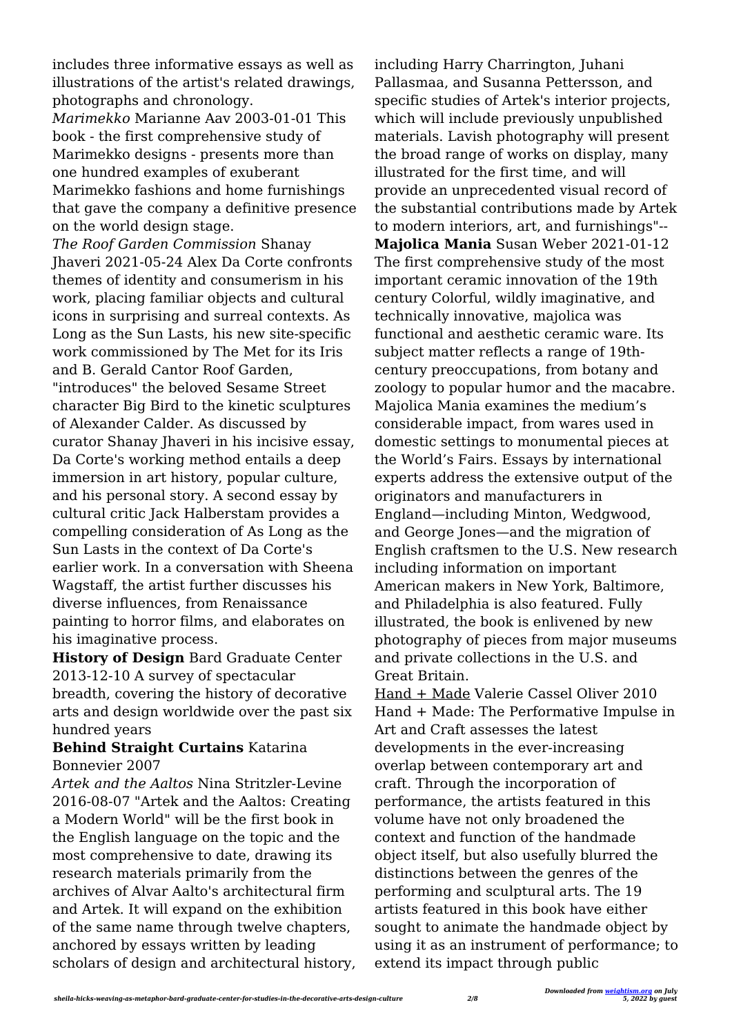includes three informative essays as well as illustrations of the artist's related drawings, photographs and chronology.

*Marimekko* Marianne Aav 2003-01-01 This book - the first comprehensive study of Marimekko designs - presents more than one hundred examples of exuberant Marimekko fashions and home furnishings that gave the company a definitive presence on the world design stage.

*The Roof Garden Commission* Shanay Jhaveri 2021-05-24 Alex Da Corte confronts themes of identity and consumerism in his work, placing familiar objects and cultural icons in surprising and surreal contexts. As Long as the Sun Lasts, his new site-specific work commissioned by The Met for its Iris and B. Gerald Cantor Roof Garden, "introduces" the beloved Sesame Street character Big Bird to the kinetic sculptures of Alexander Calder. As discussed by curator Shanay Jhaveri in his incisive essay, Da Corte's working method entails a deep immersion in art history, popular culture, and his personal story. A second essay by cultural critic Jack Halberstam provides a compelling consideration of As Long as the Sun Lasts in the context of Da Corte's earlier work. In a conversation with Sheena Wagstaff, the artist further discusses his diverse influences, from Renaissance painting to horror films, and elaborates on his imaginative process.

**History of Design** Bard Graduate Center 2013-12-10 A survey of spectacular breadth, covering the history of decorative arts and design worldwide over the past six hundred years

**Behind Straight Curtains** Katarina Bonnevier 2007

*Artek and the Aaltos* Nina Stritzler-Levine 2016-08-07 "Artek and the Aaltos: Creating a Modern World" will be the first book in the English language on the topic and the most comprehensive to date, drawing its research materials primarily from the archives of Alvar Aalto's architectural firm and Artek. It will expand on the exhibition of the same name through twelve chapters, anchored by essays written by leading scholars of design and architectural history, including Harry Charrington, Juhani Pallasmaa, and Susanna Pettersson, and specific studies of Artek's interior projects, which will include previously unpublished materials. Lavish photography will present the broad range of works on display, many illustrated for the first time, and will provide an unprecedented visual record of the substantial contributions made by Artek to modern interiors, art, and furnishings"--

**Majolica Mania** Susan Weber 2021-01-12 The first comprehensive study of the most important ceramic innovation of the 19th century Colorful, wildly imaginative, and technically innovative, majolica was functional and aesthetic ceramic ware. Its subject matter reflects a range of 19th-century preoccupations, from botany and zoology to popular humor and the macabre. Majolica Mania examines the medium's considerable impact, from wares used in domestic settings to monumental pieces at the World's Fairs. Essays by international experts address the extensive output of the originators and manufacturers in England—including Minton, Wedgwood, and George Jones—and the migration of English craftsmen to the U.S. New research including information on important American makers in New York, Baltimore, and Philadelphia is also featured. Fully illustrated, the book is enlivened by new photography of pieces from major museums and private collections in the U.S. and Great Britain.

Hand + Made Valerie Cassel Oliver 2010 Hand + Made: The Performative Impulse in Art and Craft assesses the latest developments in the ever-increasing overlap between contemporary art and craft. Through the incorporation of performance, the artists featured in this volume have not only broadened the context and function of the handmade object itself, but also usefully blurred the distinctions between the genres of the performing and sculptural arts. The 19 artists featured in this book have either sought to animate the handmade object by using it as an instrument of performance; to extend its impact through public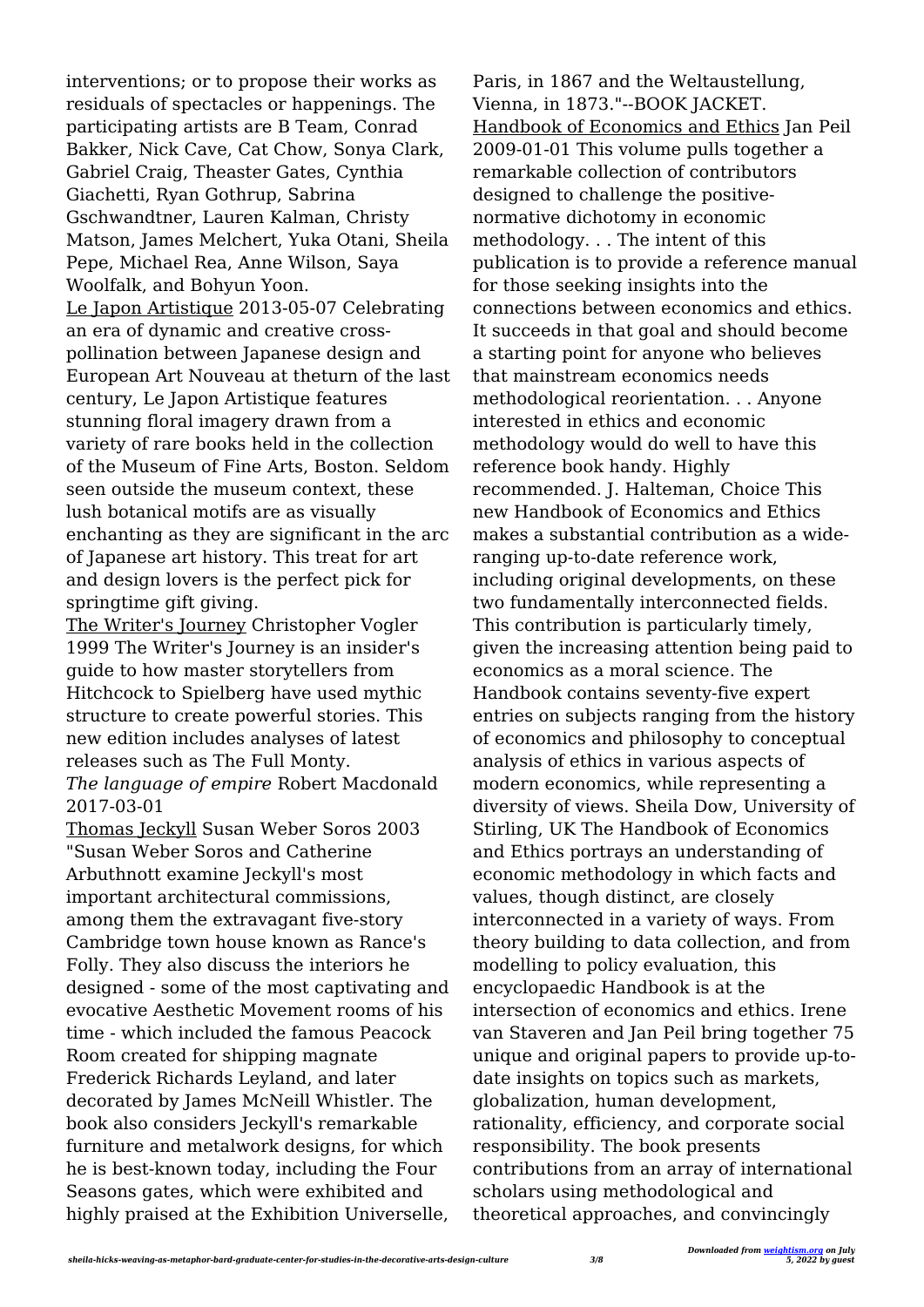interventions; or to propose their works as residuals of spectacles or happenings. The participating artists are B Team, Conrad Bakker, Nick Cave, Cat Chow, Sonya Clark, Gabriel Craig, Theaster Gates, Cynthia Giachetti, Ryan Gothrup, Sabrina Gschwandtner, Lauren Kalman, Christy Matson, James Melchert, Yuka Otani, Sheila Pepe, Michael Rea, Anne Wilson, Saya Woolfalk, and Bohyun Yoon.

Le Japon Artistique 2013-05-07 Celebrating an era of dynamic and creative cross-pollination between Japanese design and European Art Nouveau at theturn of the last century, Le Japon Artistique features stunning floral imagery drawn from a variety of rare books held in the collection of the Museum of Fine Arts, Boston. Seldom seen outside the museum context, these lush botanical motifs are as visually enchanting as they are significant in the arc of Japanese art history. This treat for art and design lovers is the perfect pick for springtime gift giving.

The Writer's Journey Christopher Vogler 1999 The Writer's Journey is an insider's guide to how master storytellers from Hitchcock to Spielberg have used mythic structure to create powerful stories. This new edition includes analyses of latest releases such as The Full Monty.

*The language of empire* Robert Macdonald 2017-03-01

Thomas Jeckyll Susan Weber Soros 2003 "Susan Weber Soros and Catherine Arbuthnott examine Jeckyll's most important architectural commissions, among them the extravagant five-story Cambridge town house known as Rance's Folly. They also discuss the interiors he designed - some of the most captivating and evocative Aesthetic Movement rooms of his time - which included the famous Peacock Room created for shipping magnate Frederick Richards Leyland, and later decorated by James McNeill Whistler. The book also considers Jeckyll's remarkable furniture and metalwork designs, for which he is best-known today, including the Four Seasons gates, which were exhibited and highly praised at the Exhibition Universelle, Paris, in 1867 and the Weltaustellung, Vienna, in 1873."--BOOK JACKET.

Handbook of Economics and Ethics Jan Peil 2009-01-01 This volume pulls together a remarkable collection of contributors designed to challenge the positive-normative dichotomy in economic methodology. . . The intent of this publication is to provide a reference manual for those seeking insights into the connections between economics and ethics. It succeeds in that goal and should become a starting point for anyone who believes that mainstream economics needs methodological reorientation. . . Anyone interested in ethics and economic methodology would do well to have this reference book handy. Highly recommended. J. Halteman, Choice This new Handbook of Economics and Ethics makes a substantial contribution as a wide-ranging up-to-date reference work, including original developments, on these two fundamentally interconnected fields. This contribution is particularly timely, given the increasing attention being paid to economics as a moral science. The Handbook contains seventy-five expert entries on subjects ranging from the history of economics and philosophy to conceptual analysis of ethics in various aspects of modern economics, while representing a diversity of views. Sheila Dow, University of Stirling, UK The Handbook of Economics and Ethics portrays an understanding of economic methodology in which facts and values, though distinct, are closely interconnected in a variety of ways. From theory building to data collection, and from modelling to policy evaluation, this encyclopaedic Handbook is at the intersection of economics and ethics. Irene van Staveren and Jan Peil bring together 75 unique and original papers to provide up-to-date insights on topics such as markets, globalization, human development, rationality, efficiency, and corporate social responsibility. The book presents contributions from an array of international scholars using methodological and theoretical approaches, and convincingly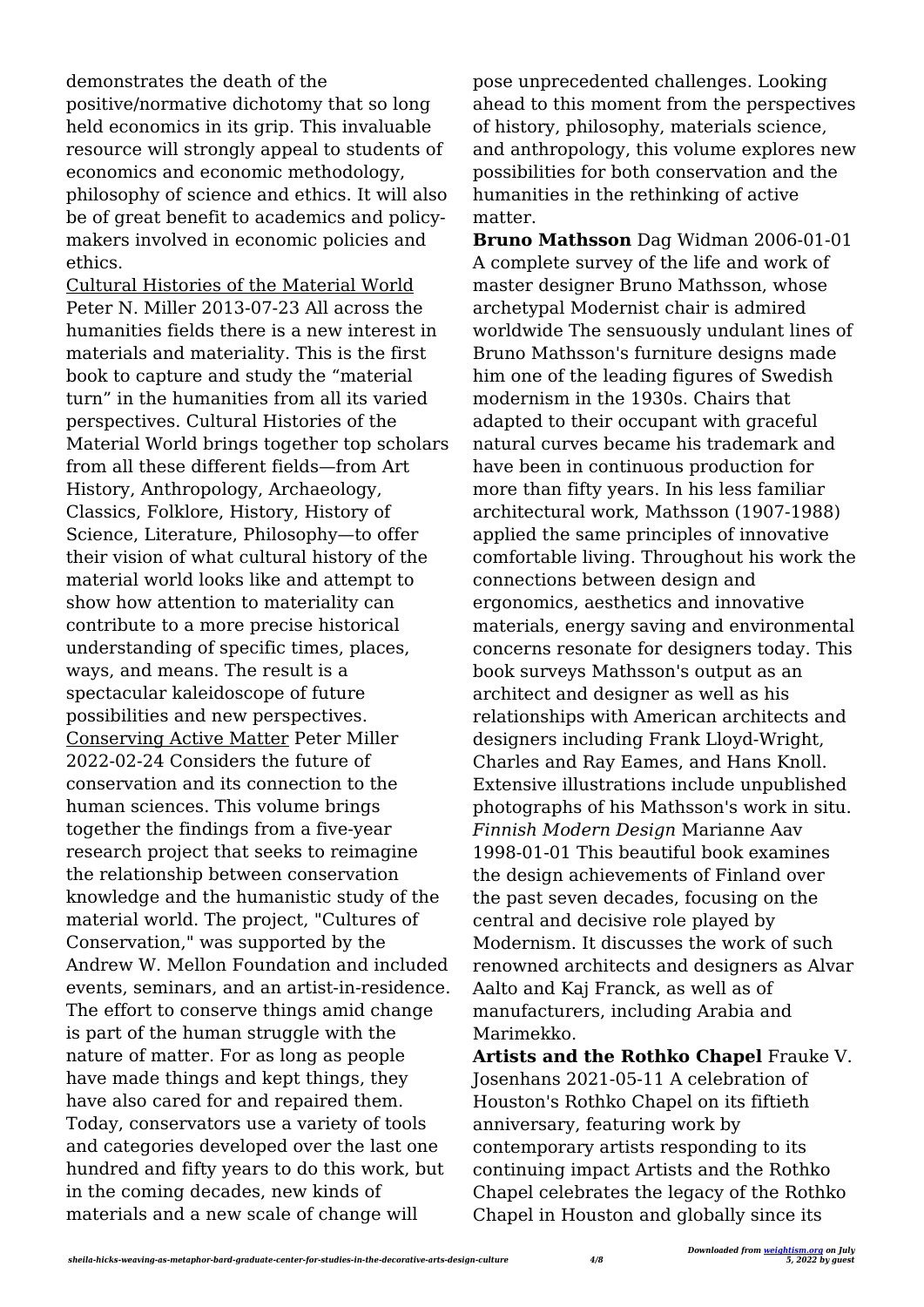demonstrates the death of the positive/normative dichotomy that so long held economics in its grip. This invaluable resource will strongly appeal to students of economics and economic methodology, philosophy of science and ethics. It will also be of great benefit to academics and policy-makers involved in economic policies and ethics.

Cultural Histories of the Material World Peter N. Miller 2013-07-23 All across the humanities fields there is a new interest in materials and materiality. This is the first book to capture and study the "material turn" in the humanities from all its varied perspectives. Cultural Histories of the Material World brings together top scholars from all these different fields—from Art History, Anthropology, Archaeology, Classics, Folklore, History, History of Science, Literature, Philosophy—to offer their vision of what cultural history of the material world looks like and attempt to show how attention to materiality can contribute to a more precise historical understanding of specific times, places, ways, and means. The result is a spectacular kaleidoscope of future possibilities and new perspectives.

Conserving Active Matter Peter Miller 2022-02-24 Considers the future of conservation and its connection to the human sciences. This volume brings together the findings from a five-year research project that seeks to reimagine the relationship between conservation knowledge and the humanistic study of the material world. The project, "Cultures of Conservation," was supported by the Andrew W. Mellon Foundation and included events, seminars, and an artist-in-residence. The effort to conserve things amid change is part of the human struggle with the nature of matter. For as long as people have made things and kept things, they have also cared for and repaired them. Today, conservators use a variety of tools and categories developed over the last one hundred and fifty years to do this work, but in the coming decades, new kinds of materials and a new scale of change will pose unprecedented challenges. Looking ahead to this moment from the perspectives of history, philosophy, materials science, and anthropology, this volume explores new possibilities for both conservation and the humanities in the rethinking of active matter.

**Bruno Mathsson** Dag Widman 2006-01-01 A complete survey of the life and work of master designer Bruno Mathsson, whose archetypal Modernist chair is admired worldwide The sensuously undulant lines of Bruno Mathsson's furniture designs made him one of the leading figures of Swedish modernism in the 1930s. Chairs that adapted to their occupant with graceful natural curves became his trademark and have been in continuous production for more than fifty years. In his less familiar architectural work, Mathsson (1907-1988) applied the same principles of innovative comfortable living. Throughout his work the connections between design and ergonomics, aesthetics and innovative materials, energy saving and environmental concerns resonate for designers today. This book surveys Mathsson's output as an architect and designer as well as his relationships with American architects and designers including Frank Lloyd-Wright, Charles and Ray Eames, and Hans Knoll. Extensive illustrations include unpublished photographs of his Mathsson's work in situ.

*Finnish Modern Design* Marianne Aav 1998-01-01 This beautiful book examines the design achievements of Finland over the past seven decades, focusing on the central and decisive role played by Modernism. It discusses the work of such renowned architects and designers as Alvar Aalto and Kaj Franck, as well as of manufacturers, including Arabia and Marimekko.

**Artists and the Rothko Chapel** Frauke V. Josenhans 2021-05-11 A celebration of Houston's Rothko Chapel on its fiftieth anniversary, featuring work by contemporary artists responding to its continuing impact Artists and the Rothko Chapel celebrates the legacy of the Rothko Chapel in Houston and globally since its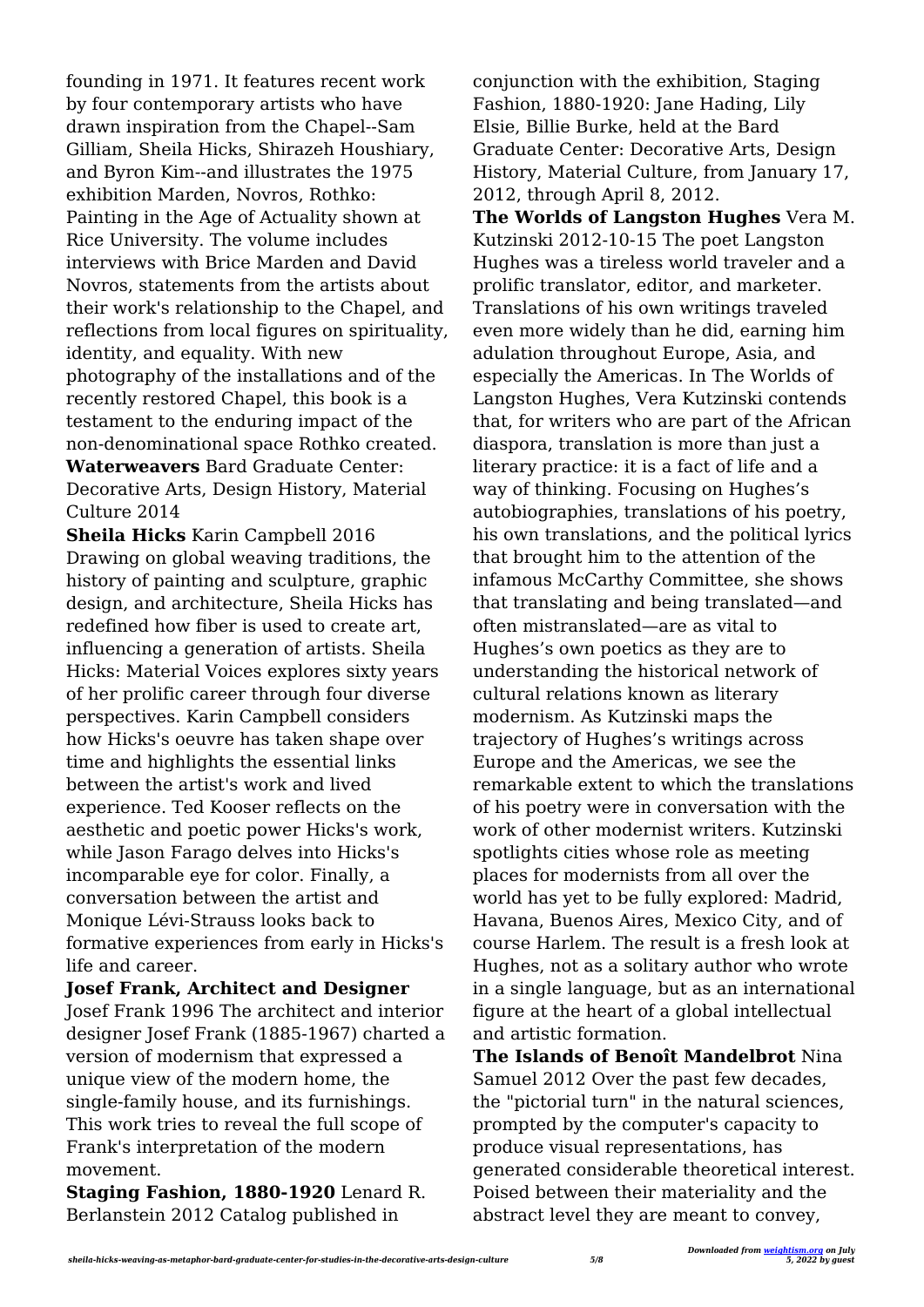founding in 1971. It features recent work by four contemporary artists who have drawn inspiration from the Chapel--Sam Gilliam, Sheila Hicks, Shirazeh Houshiary, and Byron Kim--and illustrates the 1975 exhibition Marden, Novros, Rothko: Painting in the Age of Actuality shown at Rice University. The volume includes interviews with Brice Marden and David Novros, statements from the artists about their work's relationship to the Chapel, and reflections from local figures on spirituality, identity, and equality. With new photography of the installations and of the recently restored Chapel, this book is a testament to the enduring impact of the non-denominational space Rothko created.

**Waterweavers** Bard Graduate Center: Decorative Arts, Design History, Material Culture 2014

**Sheila Hicks** Karin Campbell 2016 Drawing on global weaving traditions, the history of painting and sculpture, graphic design, and architecture, Sheila Hicks has redefined how fiber is used to create art, influencing a generation of artists. Sheila Hicks: Material Voices explores sixty years of her prolific career through four diverse perspectives. Karin Campbell considers how Hicks's oeuvre has taken shape over time and highlights the essential links between the artist's work and lived experience. Ted Kooser reflects on the aesthetic and poetic power Hicks's work, while Jason Farago delves into Hicks's incomparable eye for color. Finally, a conversation between the artist and Monique Lévi-Strauss looks back to formative experiences from early in Hicks's life and career.

**Josef Frank, Architect and Designer** Josef Frank 1996 The architect and interior designer Josef Frank (1885-1967) charted a version of modernism that expressed a unique view of the modern home, the single-family house, and its furnishings. This work tries to reveal the full scope of Frank's interpretation of the modern movement.

**Staging Fashion, 1880-1920** Lenard R. Berlanstein 2012 Catalog published in conjunction with the exhibition, Staging Fashion, 1880-1920: Jane Hading, Lily Elsie, Billie Burke, held at the Bard Graduate Center: Decorative Arts, Design History, Material Culture, from January 17, 2012, through April 8, 2012.

**The Worlds of Langston Hughes** Vera M. Kutzinski 2012-10-15 The poet Langston Hughes was a tireless world traveler and a prolific translator, editor, and marketer. Translations of his own writings traveled even more widely than he did, earning him adulation throughout Europe, Asia, and especially the Americas. In The Worlds of Langston Hughes, Vera Kutzinski contends that, for writers who are part of the African diaspora, translation is more than just a literary practice: it is a fact of life and a way of thinking. Focusing on Hughes's autobiographies, translations of his poetry, his own translations, and the political lyrics that brought him to the attention of the infamous McCarthy Committee, she shows that translating and being translated—and often mistranslated—are as vital to Hughes's own poetics as they are to understanding the historical network of cultural relations known as literary modernism. As Kutzinski maps the trajectory of Hughes's writings across Europe and the Americas, we see the remarkable extent to which the translations of his poetry were in conversation with the work of other modernist writers. Kutzinski spotlights cities whose role as meeting places for modernists from all over the world has yet to be fully explored: Madrid, Havana, Buenos Aires, Mexico City, and of course Harlem. The result is a fresh look at Hughes, not as a solitary author who wrote in a single language, but as an international figure at the heart of a global intellectual and artistic formation.

**The Islands of Benoît Mandelbrot** Nina Samuel 2012 Over the past few decades, the "pictorial turn" in the natural sciences, prompted by the computer's capacity to produce visual representations, has generated considerable theoretical interest. Poised between their materiality and the abstract level they are meant to convey,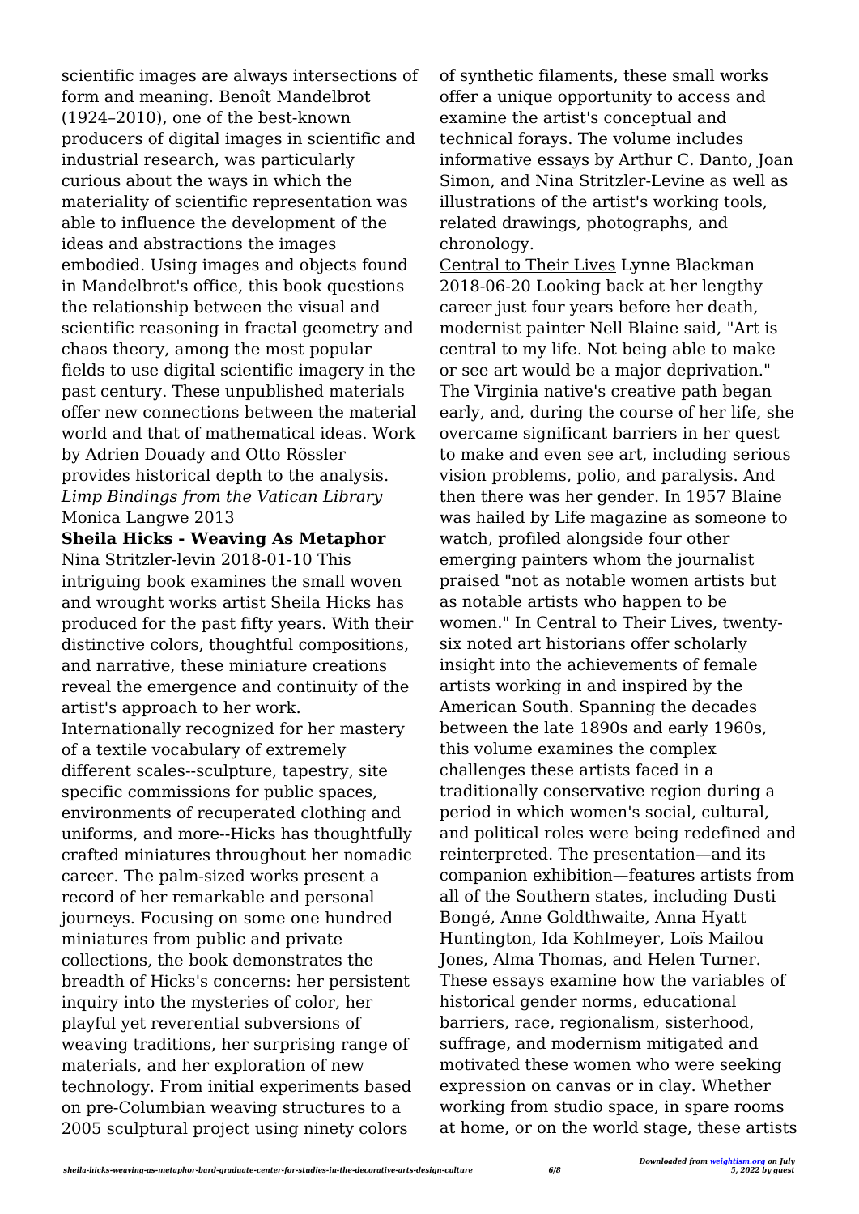scientific images are always intersections of form and meaning. Benoît Mandelbrot (1924–2010), one of the best-known producers of digital images in scientific and industrial research, was particularly curious about the ways in which the materiality of scientific representation was able to influence the development of the ideas and abstractions the images embodied. Using images and objects found in Mandelbrot's office, this book questions the relationship between the visual and scientific reasoning in fractal geometry and chaos theory, among the most popular fields to use digital scientific imagery in the past century. These unpublished materials offer new connections between the material world and that of mathematical ideas. Work by Adrien Douady and Otto Rössler provides historical depth to the analysis.

*Limp Bindings from the Vatican Library* Monica Langwe 2013

**Sheila Hicks - Weaving As Metaphor** Nina Stritzler-levin 2018-01-10 This intriguing book examines the small woven and wrought works artist Sheila Hicks has produced for the past fifty years. With their distinctive colors, thoughtful compositions, and narrative, these miniature creations reveal the emergence and continuity of the artist's approach to her work. Internationally recognized for her mastery of a textile vocabulary of extremely different scales--sculpture, tapestry, site specific commissions for public spaces, environments of recuperated clothing and uniforms, and more--Hicks has thoughtfully crafted miniatures throughout her nomadic career. The palm-sized works present a record of her remarkable and personal journeys. Focusing on some one hundred miniatures from public and private collections, the book demonstrates the breadth of Hicks's concerns: her persistent inquiry into the mysteries of color, her playful yet reverential subversions of weaving traditions, her surprising range of materials, and her exploration of new technology. From initial experiments based on pre-Columbian weaving structures to a 2005 sculptural project using ninety colors of synthetic filaments, these small works offer a unique opportunity to access and examine the artist's conceptual and technical forays. The volume includes informative essays by Arthur C. Danto, Joan Simon, and Nina Stritzler-Levine as well as illustrations of the artist's working tools, related drawings, photographs, and chronology.

Central to Their Lives Lynne Blackman 2018-06-20 Looking back at her lengthy career just four years before her death, modernist painter Nell Blaine said, "Art is central to my life. Not being able to make or see art would be a major deprivation." The Virginia native's creative path began early, and, during the course of her life, she overcame significant barriers in her quest to make and even see art, including serious vision problems, polio, and paralysis. And then there was her gender. In 1957 Blaine was hailed by Life magazine as someone to watch, profiled alongside four other emerging painters whom the journalist praised "not as notable women artists but as notable artists who happen to be women." In Central to Their Lives, twenty-six noted art historians offer scholarly insight into the achievements of female artists working in and inspired by the American South. Spanning the decades between the late 1890s and early 1960s, this volume examines the complex challenges these artists faced in a traditionally conservative region during a period in which women's social, cultural, and political roles were being redefined and reinterpreted. The presentation—and its companion exhibition—features artists from all of the Southern states, including Dusti Bongé, Anne Goldthwaite, Anna Hyatt Huntington, Ida Kohlmeyer, Loïs Mailou Jones, Alma Thomas, and Helen Turner. These essays examine how the variables of historical gender norms, educational barriers, race, regionalism, sisterhood, suffrage, and modernism mitigated and motivated these women who were seeking expression on canvas or in clay. Whether working from studio space, in spare rooms at home, or on the world stage, these artists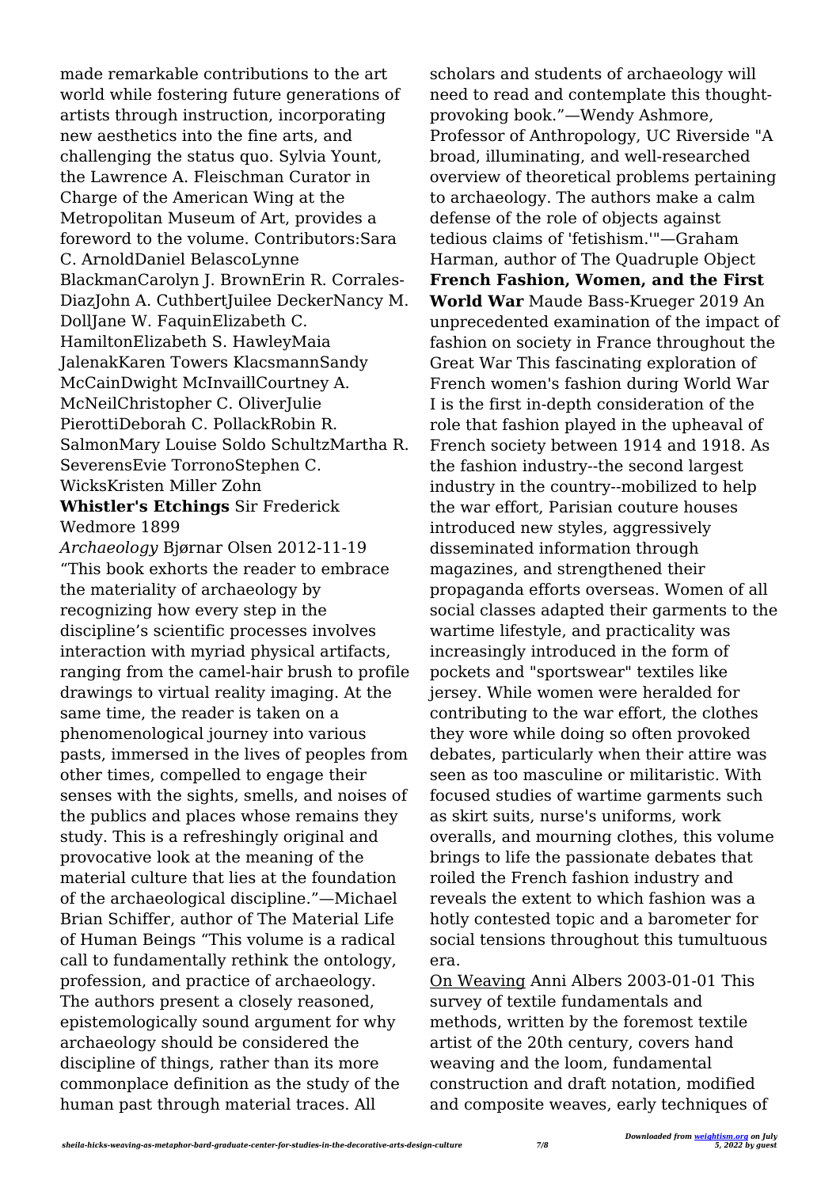made remarkable contributions to the art world while fostering future generations of artists through instruction, incorporating new aesthetics into the fine arts, and challenging the status quo. Sylvia Yount, the Lawrence A. Fleischman Curator in Charge of the American Wing at the Metropolitan Museum of Art, provides a foreword to the volume. Contributors:Sara C. ArnoldDaniel BelascoLynne BlackmanCarolyn J. BrownErin R. Corrales-DiazJohn A. CuthbertJuilee DeckerNancy M. DollJane W. FaquinElizabeth C. HamiltonElizabeth S. HawleyMaia JalenakKaren Towers KlacsmannSandy McCainDwight McInvaillCourtney A. McNeilChristopher C. OliverJulie PierottiDeborah C. PollackRobin R. SalmonMary Louise Soldo SchultzMartha R. SeverensEvie TorronoStephen C. WicksKristen Miller Zohn

**Whistler's Etchings** Sir Frederick Wedmore 1899

*Archaeology* Bjørnar Olsen 2012-11-19 "This book exhorts the reader to embrace the materiality of archaeology by recognizing how every step in the discipline's scientific processes involves interaction with myriad physical artifacts, ranging from the camel-hair brush to profile drawings to virtual reality imaging. At the same time, the reader is taken on a phenomenological journey into various pasts, immersed in the lives of peoples from other times, compelled to engage their senses with the sights, smells, and noises of the publics and places whose remains they study. This is a refreshingly original and provocative look at the meaning of the material culture that lies at the foundation of the archaeological discipline."—Michael Brian Schiffer, author of The Material Life of Human Beings "This volume is a radical call to fundamentally rethink the ontology, profession, and practice of archaeology. The authors present a closely reasoned, epistemologically sound argument for why archaeology should be considered the discipline of things, rather than its more commonplace definition as the study of the human past through material traces. All scholars and students of archaeology will need to read and contemplate this thought-provoking book."—Wendy Ashmore, Professor of Anthropology, UC Riverside "A broad, illuminating, and well-researched overview of theoretical problems pertaining to archaeology. The authors make a calm defense of the role of objects against tedious claims of 'fetishism.'"—Graham Harman, author of The Quadruple Object

**French Fashion, Women, and the First World War** Maude Bass-Krueger 2019 An unprecedented examination of the impact of fashion on society in France throughout the Great War This fascinating exploration of French women's fashion during World War I is the first in-depth consideration of the role that fashion played in the upheaval of French society between 1914 and 1918. As the fashion industry--the second largest industry in the country--mobilized to help the war effort, Parisian couture houses introduced new styles, aggressively disseminated information through magazines, and strengthened their propaganda efforts overseas. Women of all social classes adapted their garments to the wartime lifestyle, and practicality was increasingly introduced in the form of pockets and "sportswear" textiles like jersey. While women were heralded for contributing to the war effort, the clothes they wore while doing so often provoked debates, particularly when their attire was seen as too masculine or militaristic. With focused studies of wartime garments such as skirt suits, nurse's uniforms, work overalls, and mourning clothes, this volume brings to life the passionate debates that roiled the French fashion industry and reveals the extent to which fashion was a hotly contested topic and a barometer for social tensions throughout this tumultuous era.

On Weaving Anni Albers 2003-01-01 This survey of textile fundamentals and methods, written by the foremost textile artist of the 20th century, covers hand weaving and the loom, fundamental construction and draft notation, modified and composite weaves, early techniques of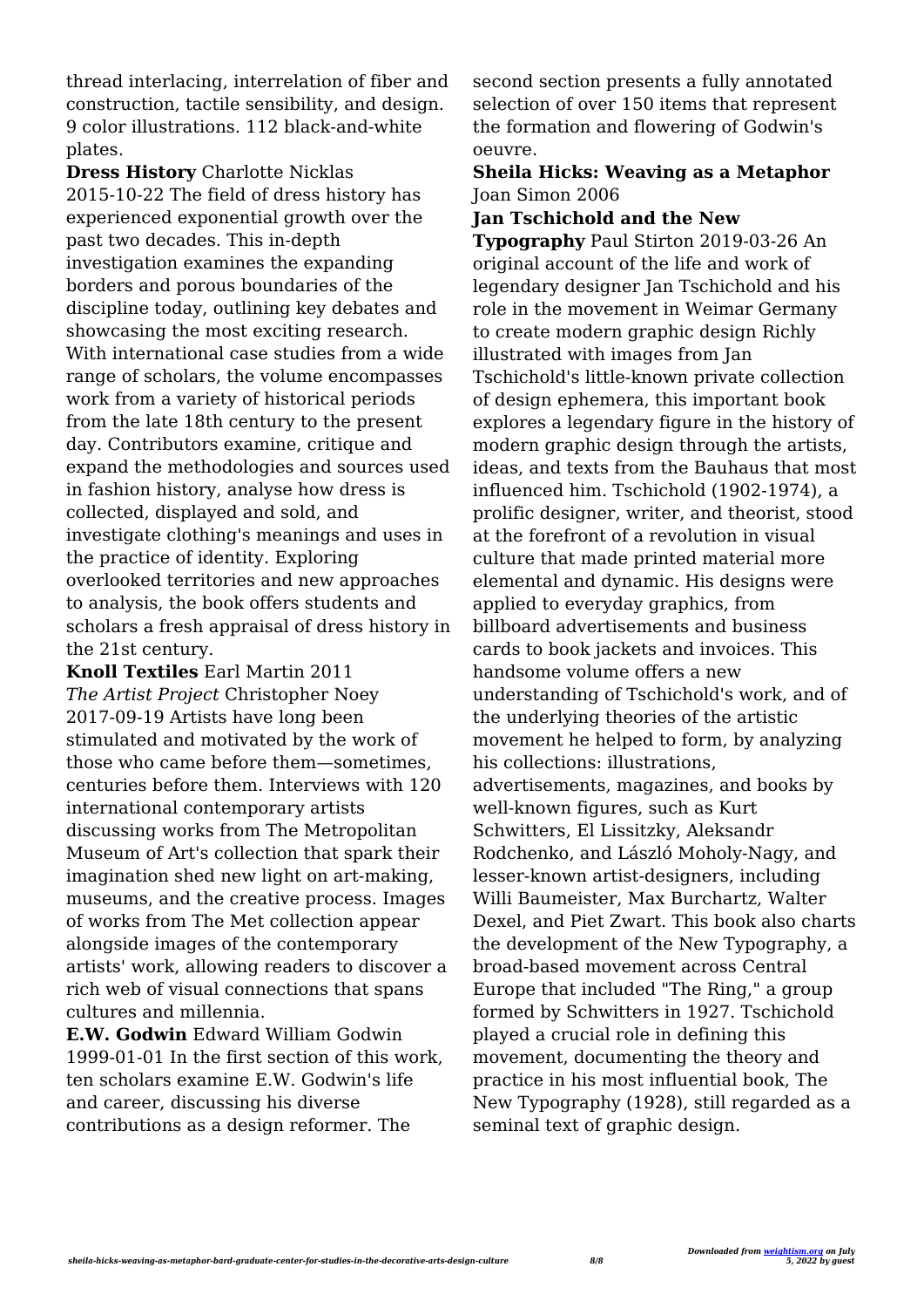thread interlacing, interrelation of fiber and construction, tactile sensibility, and design. 9 color illustrations. 112 black-and-white plates.

**Dress History** Charlotte Nicklas 2015-10-22 The field of dress history has experienced exponential growth over the past two decades. This in-depth investigation examines the expanding borders and porous boundaries of the discipline today, outlining key debates and showcasing the most exciting research. With international case studies from a wide range of scholars, the volume encompasses work from a variety of historical periods from the late 18th century to the present day. Contributors examine, critique and expand the methodologies and sources used in fashion history, analyse how dress is collected, displayed and sold, and investigate clothing's meanings and uses in the practice of identity. Exploring overlooked territories and new approaches to analysis, the book offers students and scholars a fresh appraisal of dress history in the 21st century.

**Knoll Textiles** Earl Martin 2011

*The Artist Project* Christopher Noey 2017-09-19 Artists have long been stimulated and motivated by the work of those who came before them—sometimes, centuries before them. Interviews with 120 international contemporary artists discussing works from The Metropolitan Museum of Art's collection that spark their imagination shed new light on art-making, museums, and the creative process. Images of works from The Met collection appear alongside images of the contemporary artists' work, allowing readers to discover a rich web of visual connections that spans cultures and millennia.

**E.W. Godwin** Edward William Godwin 1999-01-01 In the first section of this work, ten scholars examine E.W. Godwin's life and career, discussing his diverse contributions as a design reformer. The second section presents a fully annotated selection of over 150 items that represent the formation and flowering of Godwin's oeuvre.

**Sheila Hicks: Weaving as a Metaphor** Joan Simon 2006

**Jan Tschichold and the New Typography** Paul Stirton 2019-03-26 An original account of the life and work of legendary designer Jan Tschichold and his role in the movement in Weimar Germany to create modern graphic design Richly illustrated with images from Jan Tschichold's little-known private collection of design ephemera, this important book explores a legendary figure in the history of modern graphic design through the artists, ideas, and texts from the Bauhaus that most influenced him. Tschichold (1902-1974), a prolific designer, writer, and theorist, stood at the forefront of a revolution in visual culture that made printed material more elemental and dynamic. His designs were applied to everyday graphics, from billboard advertisements and business cards to book jackets and invoices. This handsome volume offers a new understanding of Tschichold's work, and of the underlying theories of the artistic movement he helped to form, by analyzing his collections: illustrations, advertisements, magazines, and books by well-known figures, such as Kurt Schwitters, El Lissitzky, Aleksandr Rodchenko, and László Moholy-Nagy, and lesser-known artist-designers, including Willi Baumeister, Max Burchartz, Walter Dexel, and Piet Zwart. This book also charts the development of the New Typography, a broad-based movement across Central Europe that included "The Ring," a group formed by Schwitters in 1927. Tschichold played a crucial role in defining this movement, documenting the theory and practice in his most influential book, The New Typography (1928), still regarded as a seminal text of graphic design.